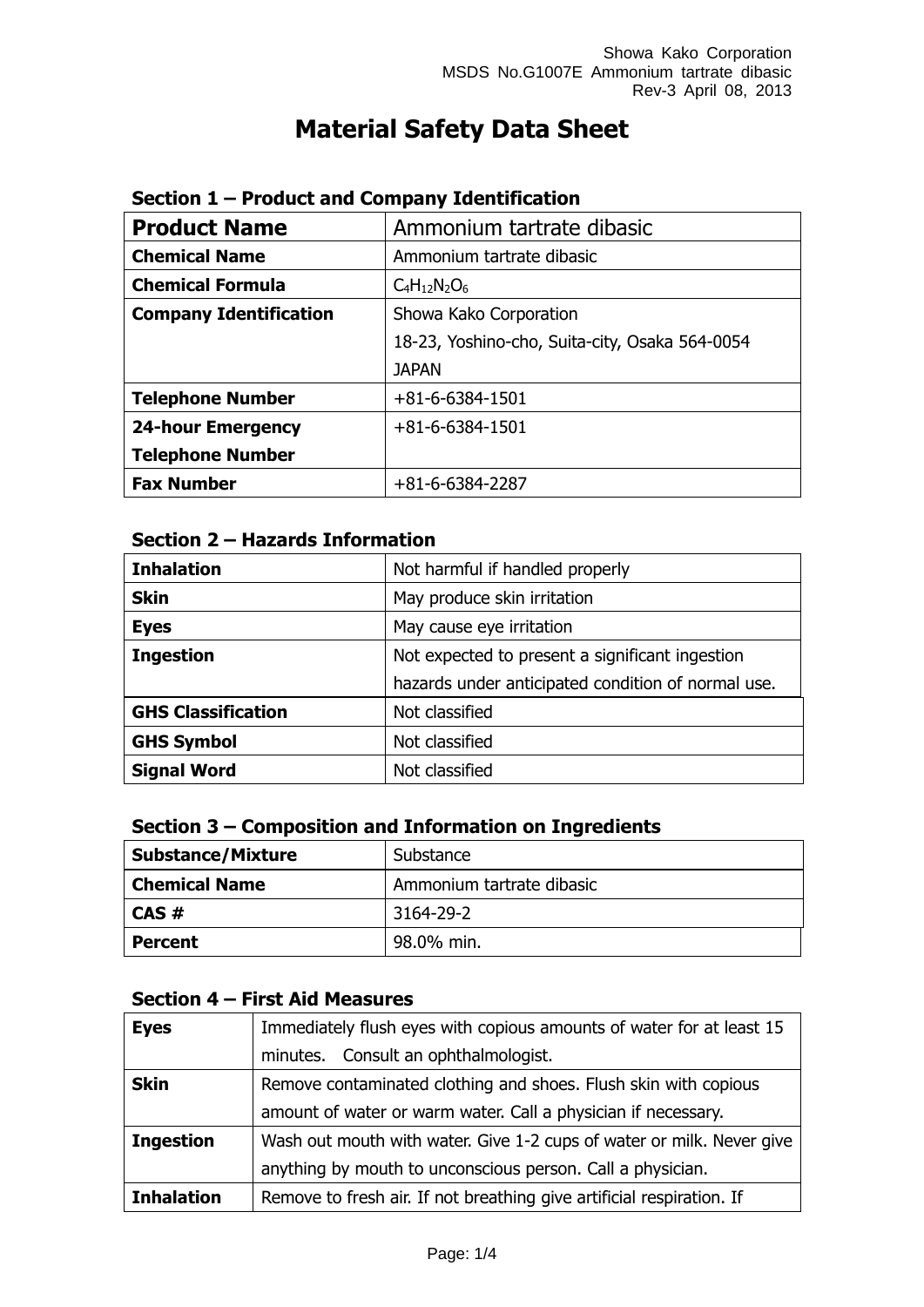# Material Safety Data Sheet

## Section 1 – Product and Company Identification

| **Product Name** | Ammonium tartrate dibasic |
|---|---|
| **Chemical Name** | Ammonium tartrate dibasic |
| **Chemical Formula** | $C_4H_{12}N_2O_6$ |
| **Company Identification** | Showa Kako Corporation<br>18-23, Yoshino-cho, Suita-city, Osaka 564-0054<br>JAPAN |
| **Telephone Number** | +81-6-6384-1501 |
| **24-hour Emergency Telephone Number** | +81-6-6384-1501 |
| **Fax Number** | +81-6-6384-2287 |

## Section 2 – Hazards Information

| **Inhalation** | Not harmful if handled properly |
|---|---|
| **Skin** | May produce skin irritation |
| **Eyes** | May cause eye irritation |
| **Ingestion** | Not expected to present a significant ingestion hazards under anticipated condition of normal use. |
| **GHS Classification** | Not classified |
| **GHS Symbol** | Not classified |
| **Signal Word** | Not classified |

## Section 3 – Composition and Information on Ingredients

| **Substance/Mixture** | Substance |
|---|---|
| **Chemical Name** | Ammonium tartrate dibasic |
| **CAS #** | 3164-29-2 |
| **Percent** | 98.0% min. |

## Section 4 – First Aid Measures

| **Eyes** | Immediately flush eyes with copious amounts of water for at least 15 minutes. Consult an ophthalmologist. |
|---|---|
| **Skin** | Remove contaminated clothing and shoes. Flush skin with copious amount of water or warm water. Call a physician if necessary. |
| **Ingestion** | Wash out mouth with water. Give 1-2 cups of water or milk. Never give anything by mouth to unconscious person. Call a physician. |
| **Inhalation** | Remove to fresh air. If not breathing give artificial respiration. If |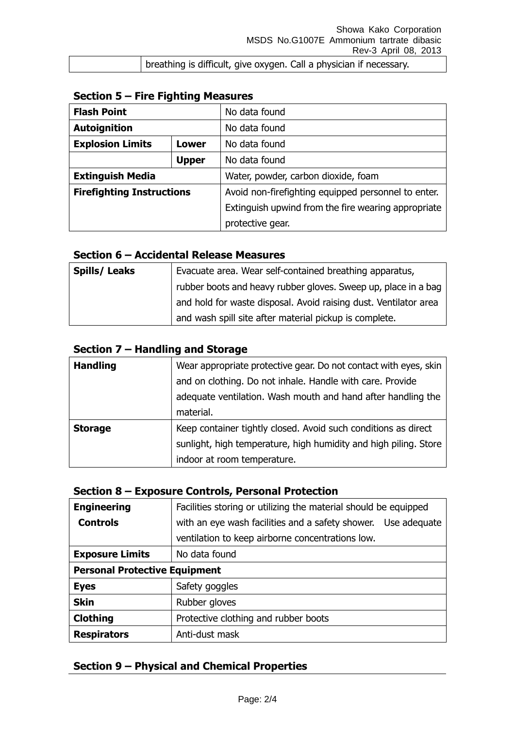| | breathing is difficult, give oxygen. Call a physician if necessary. |
|---|---|

## Section 5 – Fire Fighting Measures

| | | |
|---|---|---|
| **Flash Point** | | No data found |
| **Autoignition** | | No data found |
| **Explosion Limits** | **Lower** | No data found |
| | **Upper** | No data found |
| **Extinguish Media** | | Water, powder, carbon dioxide, foam |
| **Firefighting Instructions** | | Avoid non-firefighting equipped personnel to enter. Extinguish upwind from the fire wearing appropriate protective gear. |

## Section 6 – Accidental Release Measures

| | |
|---|---|
| **Spills/ Leaks** | Evacuate area. Wear self-contained breathing apparatus, rubber boots and heavy rubber gloves. Sweep up, place in a bag and hold for waste disposal. Avoid raising dust. Ventilator area and wash spill site after material pickup is complete. |

## Section 7 – Handling and Storage

| | |
|---|---|
| **Handling** | Wear appropriate protective gear. Do not contact with eyes, skin and on clothing. Do not inhale. Handle with care. Provide adequate ventilation. Wash mouth and hand after handling the material. |
| **Storage** | Keep container tightly closed. Avoid such conditions as direct sunlight, high temperature, high humidity and high piling. Store indoor at room temperature. |

## Section 8 – Exposure Controls, Personal Protection

| | |
|---|---|
| **Engineering Controls** | Facilities storing or utilizing the material should be equipped with an eye wash facilities and a safety shower. Use adequate ventilation to keep airborne concentrations low. |
| **Exposure Limits** | No data found |
| **Personal Protective Equipment** | |
| **Eyes** | Safety goggles |
| **Skin** | Rubber gloves |
| **Clothing** | Protective clothing and rubber boots |
| **Respirators** | Anti-dust mask |

## Section 9 – Physical and Chemical Properties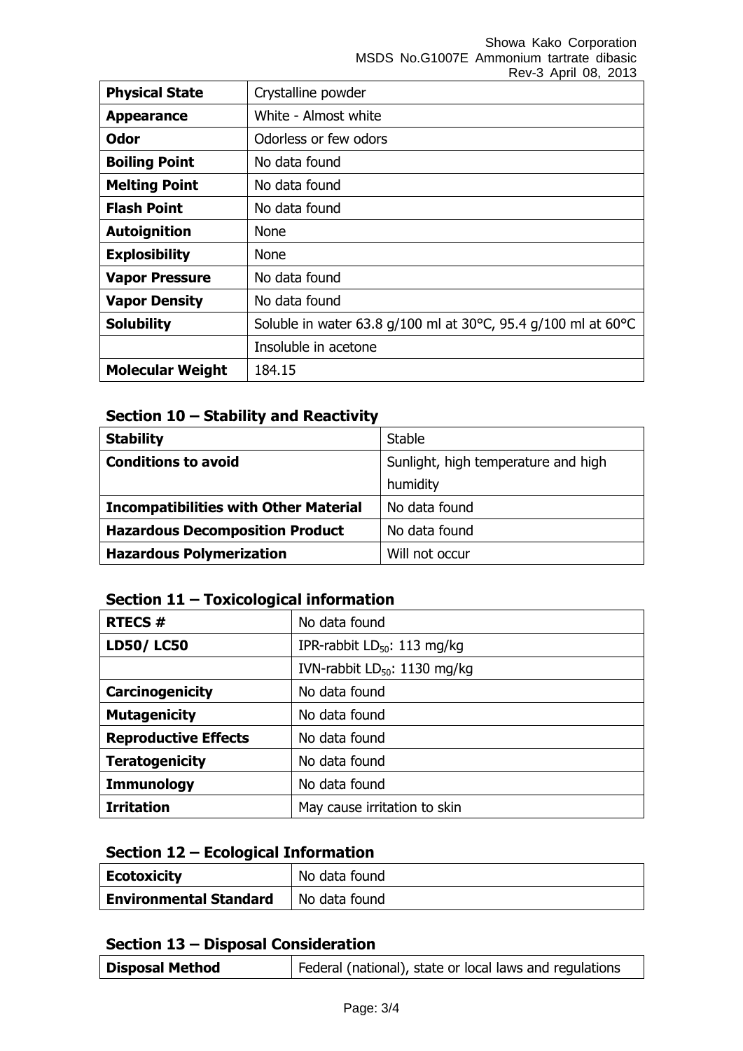| Physical State | Crystalline powder |
|---|---|
| **Appearance** | White - Almost white |
| **Odor** | Odorless or few odors |
| **Boiling Point** | No data found |
| **Melting Point** | No data found |
| **Flash Point** | No data found |
| **Autoignition** | None |
| **Explosibility** | None |
| **Vapor Pressure** | No data found |
| **Vapor Density** | No data found |
| **Solubility** | Soluble in water 63.8 g/100 ml at 30°C, 95.4 g/100 ml at 60°C |
| | Insoluble in acetone |
| **Molecular Weight** | 184.15 |

## Section 10 – Stability and Reactivity

| Stability | Stable |
|---|---|
| **Conditions to avoid** | Sunlight, high temperature and high humidity |
| **Incompatibilities with Other Material** | No data found |
| **Hazardous Decomposition Product** | No data found |
| **Hazardous Polymerization** | Will not occur |

## Section 11 – Toxicological information

| RTECS # | No data found |
|---|---|
| **LD50/ LC50** | IPR-rabbit $LD_{50}$: 113 mg/kg |
| | IVN-rabbit $LD_{50}$: 1130 mg/kg |
| **Carcinogenicity** | No data found |
| **Mutagenicity** | No data found |
| **Reproductive Effects** | No data found |
| **Teratogenicity** | No data found |
| **Immunology** | No data found |
| **Irritation** | May cause irritation to skin |

## Section 12 – Ecological Information

| Ecotoxicity | No data found |
|---|---|
| **Environmental Standard** | No data found |

## Section 13 – Disposal Consideration

| Disposal Method | Federal (national), state or local laws and regulations |
|---|---|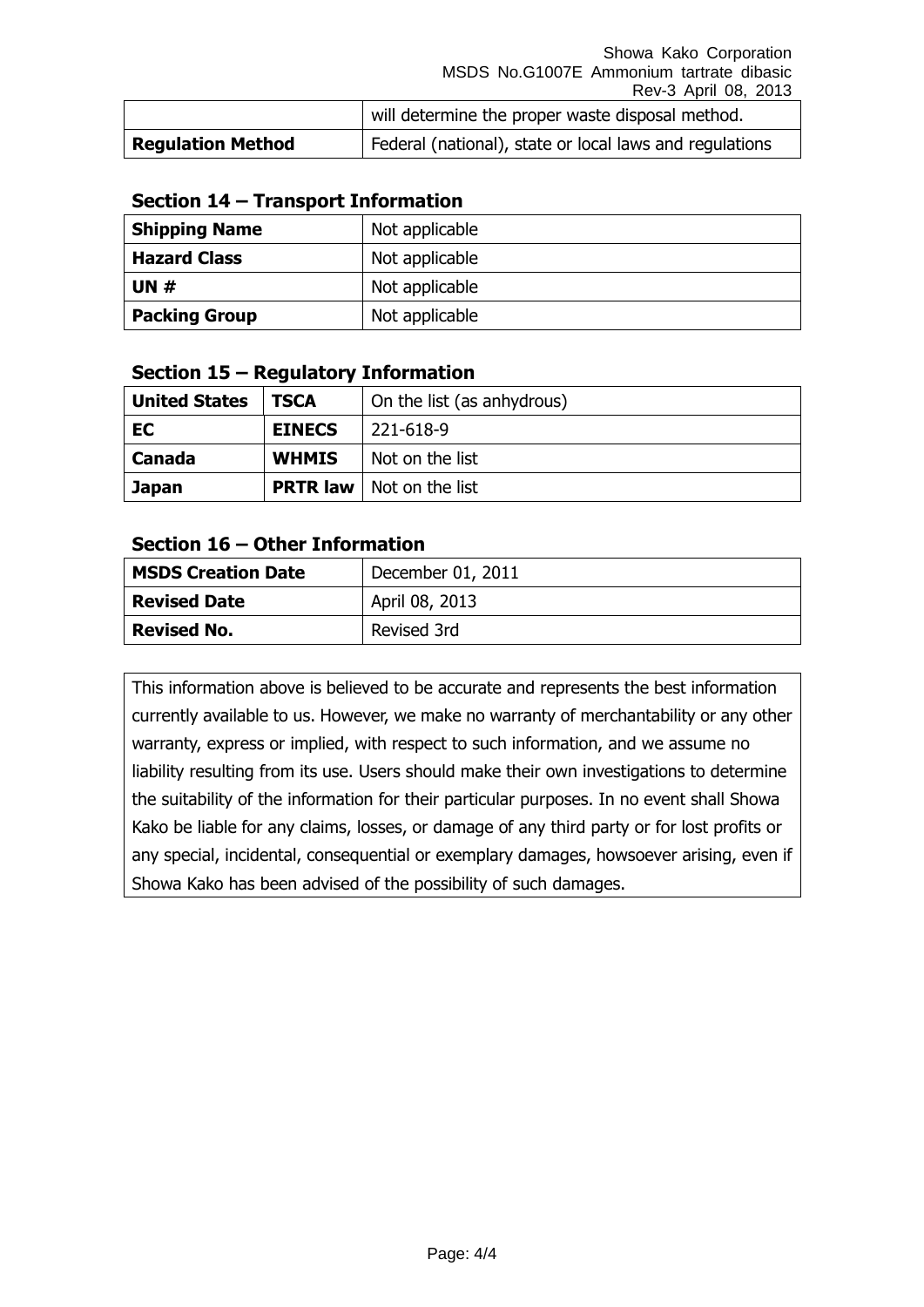| | |
|---|---|
| | will determine the proper waste disposal method. |
| **Regulation Method** | Federal (national), state or local laws and regulations |

### Section 14 – Transport Information

| | |
|---|---|
| **Shipping Name** | Not applicable |
| **Hazard Class** | Not applicable |
| **UN #** | Not applicable |
| **Packing Group** | Not applicable |

### Section 15 – Regulatory Information

| | | |
|---|---|---|
| **United States** | **TSCA** | On the list (as anhydrous) |
| **EC** | **EINECS** | 221-618-9 |
| **Canada** | **WHMIS** | Not on the list |
| **Japan** | **PRTR law** | Not on the list |

### Section 16 – Other Information

| | |
|---|---|
| **MSDS Creation Date** | December 01, 2011 |
| **Revised Date** | April 08, 2013 |
| **Revised No.** | Revised 3rd |

This information above is believed to be accurate and represents the best information currently available to us. However, we make no warranty of merchantability or any other warranty, express or implied, with respect to such information, and we assume no liability resulting from its use. Users should make their own investigations to determine the suitability of the information for their particular purposes. In no event shall Showa Kako be liable for any claims, losses, or damage of any third party or for lost profits or any special, incidental, consequential or exemplary damages, howsoever arising, even if Showa Kako has been advised of the possibility of such damages.